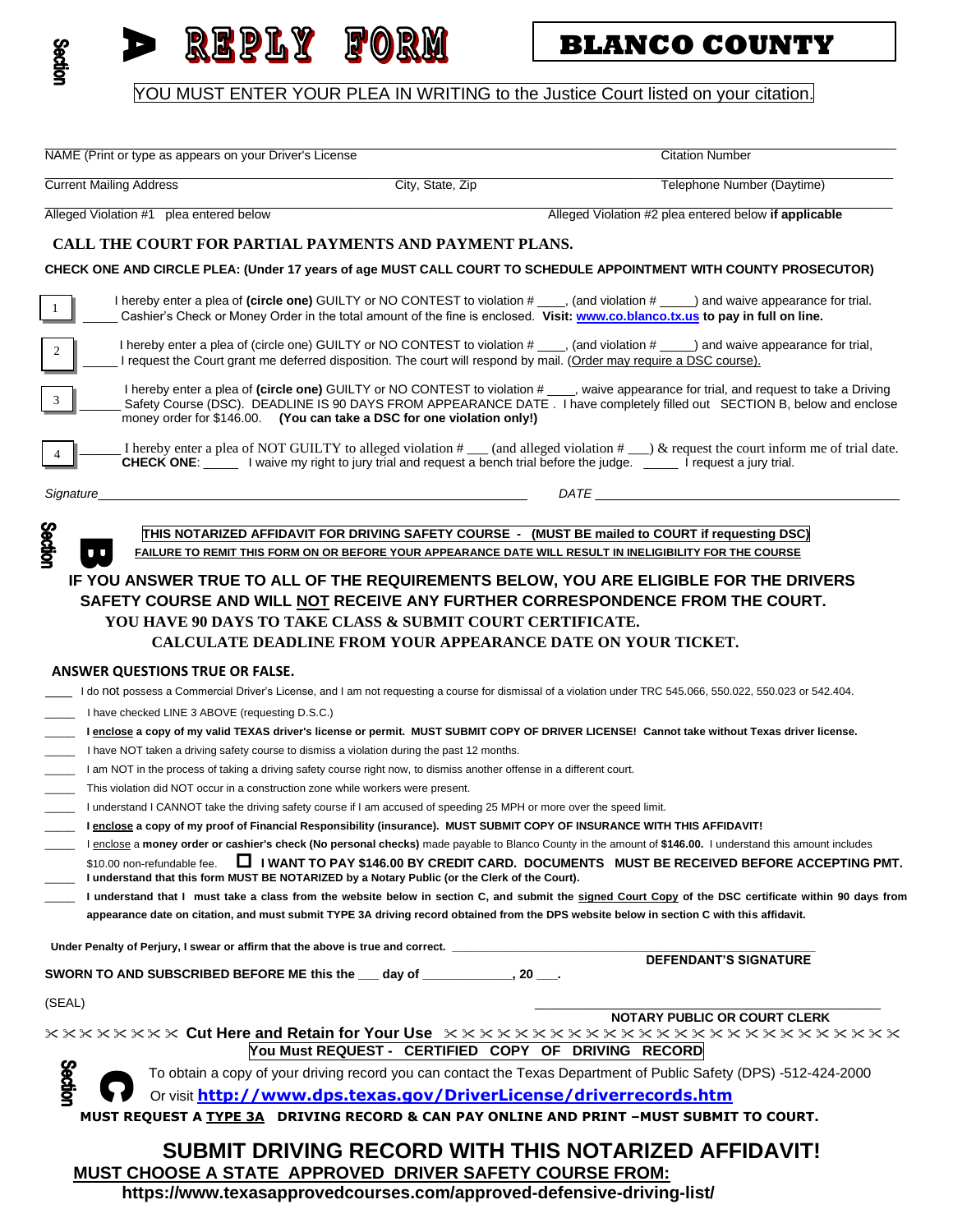Section A **REPLY FORM** **BLANCO COUNTY**

YOU MUST ENTER YOUR PLEA IN WRITING to the Justice Court listed on your citation.

NAME (Print or type as appears on your Driver's License | Citation Number

Current Mailing Address | City, State, Zip | Telephone Number (Daytime)

Alleged Violation #1 plea entered below | Alleged Violation #2 plea entered below **if applicable**

**CALL THE COURT FOR PARTIAL PAYMENTS AND PAYMENT PLANS.**

**CHECK ONE AND CIRCLE PLEA: (Under 17 years of age MUST CALL COURT TO SCHEDULE APPOINTMENT WITH COUNTY PROSECUTOR)**

1 _____ I hereby enter a plea of **(circle one)** GUILTY or NO CONTEST to violation # ____, (and violation # _____) and waive appearance for trial. Cashier's Check or Money Order in the total amount of the fine is enclosed. **Visit: www.co.blanco.tx.us to pay in full on line.**

2 _____ I hereby enter a plea of (circle one) GUILTY or NO CONTEST to violation # ____, (and violation # _____) and waive appearance for trial, I request the Court grant me deferred disposition. The court will respond by mail. (Order may require a DSC course).

3 _____ I hereby enter a plea of **(circle one)** GUILTY or NO CONTEST to violation # ____, waive appearance for trial, and request to take a Driving Safety Course (DSC). DEADLINE IS 90 DAYS FROM APPEARANCE DATE . I have completely filled out SECTION B, below and enclose money order for $146.00. **(You can take a DSC for one violation only!)**

4 _____ I hereby enter a plea of NOT GUILTY to alleged violation # ___ (and alleged violation # ___) & request the court inform me of trial date. **CHECK ONE**: _____ I waive my right to jury trial and request a bench trial before the judge. _____ I request a jury trial.

*Signature*_______________________ *DATE* _______________________

Section B

**THIS NOTARIZED AFFIDAVIT FOR DRIVING SAFETY COURSE - (MUST BE mailed to COURT if requesting DSC)**

**FAILURE TO REMIT THIS FORM ON OR BEFORE YOUR APPEARANCE DATE WILL RESULT IN INELIGIBILITY FOR THE COURSE**

**IF YOU ANSWER TRUE TO ALL OF THE REQUIREMENTS BELOW, YOU ARE ELIGIBLE FOR THE DRIVERS SAFETY COURSE AND WILL NOT RECEIVE ANY FURTHER CORRESPONDENCE FROM THE COURT.**

**YOU HAVE 90 DAYS TO TAKE CLASS & SUBMIT COURT CERTIFICATE.**

**CALCULATE DEADLINE FROM YOUR APPEARANCE DATE ON YOUR TICKET.**

**ANSWER QUESTIONS TRUE OR FALSE.**

- ____ I do not possess a Commercial Driver's License, and I am not requesting a course for dismissal of a violation under TRC 545.066, 550.022, 550.023 or 542.404.
- _____ I have checked LINE 3 ABOVE (requesting D.S.C.)
- _____ **I enclose a copy of my valid TEXAS driver's license or permit. MUST SUBMIT COPY OF DRIVER LICENSE! Cannot take without Texas driver license.**
- _____ I have NOT taken a driving safety course to dismiss a violation during the past 12 months.
- _____ I am NOT in the process of taking a driving safety course right now, to dismiss another offense in a different court.
- _____ This violation did NOT occur in a construction zone while workers were present.
- _____ I understand I CANNOT take the driving safety course if I am accused of speeding 25 MPH or more over the speed limit.
- _____ **I enclose a copy of my proof of Financial Responsibility (insurance). MUST SUBMIT COPY OF INSURANCE WITH THIS AFFIDAVIT!**
- _____ I enclose a **money order or cashier's check (No personal checks)** made payable to Blanco County in the amount of **$146.00.** I understand this amount includes $10.00 non-refundable fee. ☐ **I WANT TO PAY $146.00 BY CREDIT CARD. DOCUMENTS MUST BE RECEIVED BEFORE ACCEPTING PMT.**
- _____ **I understand that this form MUST BE NOTARIZED by a Notary Public (or the Clerk of the Court).**
- _____ **I understand that I must take a class from the website below in section C, and submit the signed Court Copy of the DSC certificate within 90 days from appearance date on citation, and must submit TYPE 3A driving record obtained from the DPS website below in section C with this affidavit.**

**Under Penalty of Perjury, I swear or affirm that the above is true and correct.** _______________________

**DEFENDANT'S SIGNATURE**

**SWORN TO AND SUBSCRIBED BEFORE ME this the ___ day of ____________, 20 ___.**

(SEAL)

_______________________

**NOTARY PUBLIC OR COURT CLERK**

✂✂✂✂✂✂✂ **Cut Here and Retain for Your Use** ✂✂✂✂✂✂✂✂✂✂✂✂✂✂✂✂✂✂✂✂✂✂✂✂✂✂

**You Must REQUEST - CERTIFIED COPY OF DRIVING RECORD**

Section C

To obtain a copy of your driving record you can contact the Texas Department of Public Safety (DPS) -512-424-2000

Or visit **http://www.dps.texas.gov/DriverLicense/driverrecords.htm**

**MUST REQUEST A TYPE 3A DRIVING RECORD & CAN PAY ONLINE AND PRINT –MUST SUBMIT TO COURT.**

## SUBMIT DRIVING RECORD WITH THIS NOTARIZED AFFIDAVIT!

**MUST CHOOSE A STATE APPROVED DRIVER SAFETY COURSE FROM:**

**https://www.texasapprovedcourses.com/approved-defensive-driving-list/**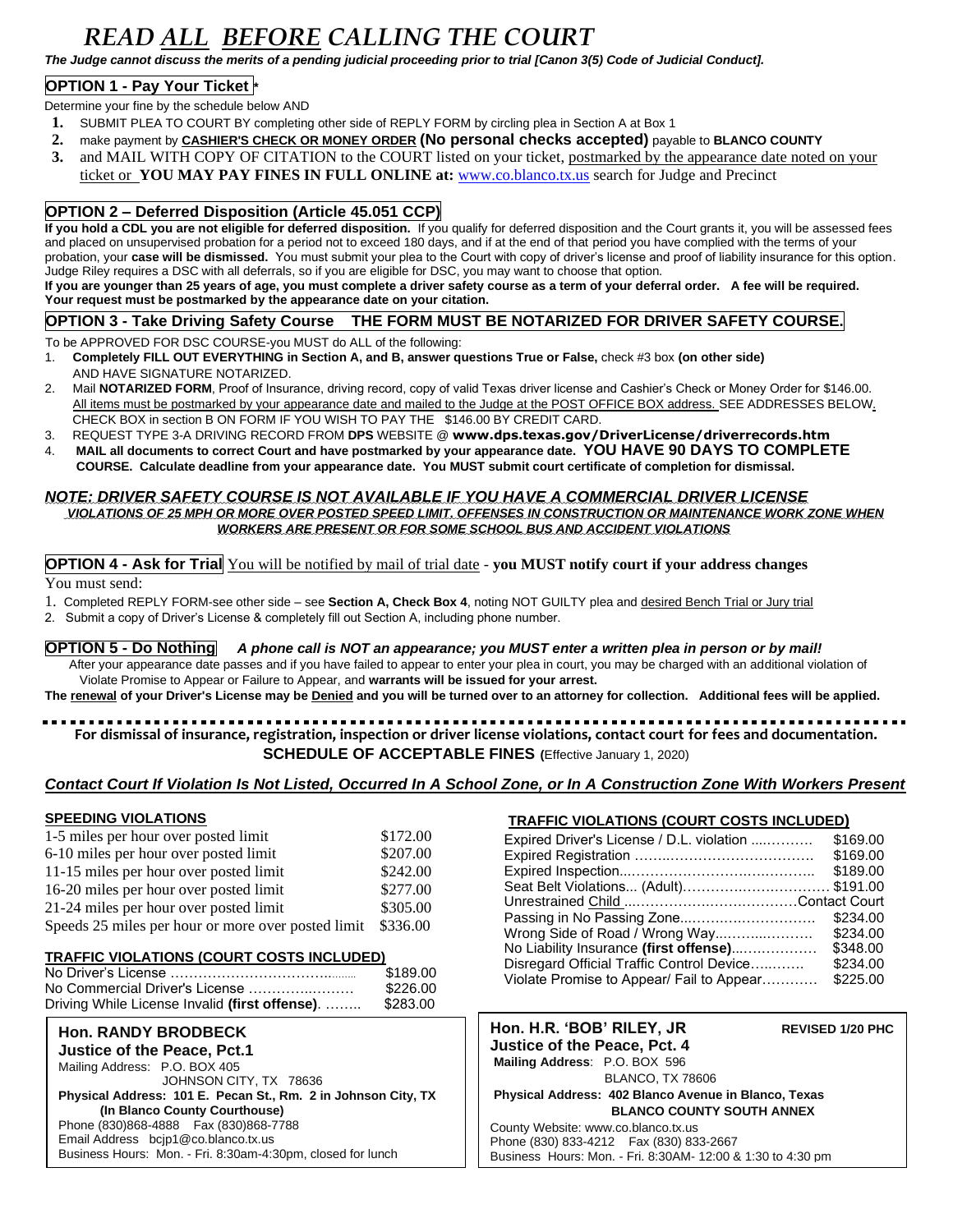# *READ ALL BEFORE CALLING THE COURT*

***The Judge cannot discuss the merits of a pending judicial proceeding prior to trial [Canon 3(5) Code of Judicial Conduct].***

## OPTION 1 - Pay Your Ticket *

Determine your fine by the schedule below AND

1. SUBMIT PLEA TO COURT BY completing other side of REPLY FORM by circling plea in Section A at Box 1
2. make payment by **CASHIER'S CHECK OR MONEY ORDER (No personal checks accepted)** payable to **BLANCO COUNTY**
3. and MAIL WITH COPY OF CITATION to the COURT listed on your ticket, postmarked by the appearance date noted on your ticket or **YOU MAY PAY FINES IN FULL ONLINE at:** www.co.blanco.tx.us search for Judge and Precinct

## OPTION 2 – Deferred Disposition (Article 45.051 CCP)

**If you hold a CDL you are not eligible for deferred disposition.** If you qualify for deferred disposition and the Court grants it, you will be assessed fees and placed on unsupervised probation for a period not to exceed 180 days, and if at the end of that period you have complied with the terms of your probation, your **case will be dismissed.** You must submit your plea to the Court with copy of driver's license and proof of liability insurance for this option. Judge Riley requires a DSC with all deferrals, so if you are eligible for DSC, you may want to choose that option.

**If you are younger than 25 years of age, you must complete a driver safety course as a term of your deferral order. A fee will be required. Your request must be postmarked by the appearance date on your citation.**

## OPTION 3 - Take Driving Safety Course THE FORM MUST BE NOTARIZED FOR DRIVER SAFETY COURSE.

To be APPROVED FOR DSC COURSE-you MUST do ALL of the following:

1. **Completely FILL OUT EVERYTHING in Section A, and B, answer questions True or False,** check #3 box **(on other side)** AND HAVE SIGNATURE NOTARIZED.
2. Mail **NOTARIZED FORM**, Proof of Insurance, driving record, copy of valid Texas driver license and Cashier's Check or Money Order for $146.00. All items must be postmarked by your appearance date and mailed to the Judge at the POST OFFICE BOX address. SEE ADDRESSES BELOW. CHECK BOX in section B ON FORM IF YOU WISH TO PAY THE $146.00 BY CREDIT CARD.
3. REQUEST TYPE 3-A DRIVING RECORD FROM **DPS** WEBSITE @ **www.dps.texas.gov/DriverLicense/driverrecords.htm**
4. **MAIL all documents to correct Court and have postmarked by your appearance date. YOU HAVE 90 DAYS TO COMPLETE COURSE. Calculate deadline from your appearance date. You MUST submit court certificate of completion for dismissal.**

***NOTE: DRIVER SAFETY COURSE IS NOT AVAILABLE IF YOU HAVE A COMMERCIAL DRIVER LICENSE***
***VIOLATIONS OF 25 MPH OR MORE OVER POSTED SPEED LIMIT, OFFENSES IN CONSTRUCTION OR MAINTENANCE WORK ZONE WHEN WORKERS ARE PRESENT OR FOR SOME SCHOOL BUS AND ACCIDENT VIOLATIONS***

## OPTION 4 - Ask for Trial

You will be notified by mail of trial date - **you MUST notify court if your address changes**

You must send:

1. Completed REPLY FORM-see other side – see **Section A, Check Box 4**, noting NOT GUILTY plea and desired Bench Trial or Jury trial
2. Submit a copy of Driver's License & completely fill out Section A, including phone number.

## OPTION 5 - Do Nothing

***A phone call is NOT an appearance; you MUST enter a written plea in person or by mail!***

After your appearance date passes and if you have failed to appear to enter your plea in court, you may be charged with an additional violation of Violate Promise to Appear or Failure to Appear, and **warrants will be issued for your arrest.**

**The renewal of your Driver's License may be Denied and you will be turned over to an attorney for collection. Additional fees will be applied.**

---

**For dismissal of insurance, registration, inspection or driver license violations, contact court for fees and documentation.**

**SCHEDULE OF ACCEPTABLE FINES** (Effective January 1, 2020)

***Contact Court If Violation Is Not Listed, Occurred In A School Zone, or In A Construction Zone With Workers Present***

**SPEEDING VIOLATIONS**

| | |
|---|---|
| 1-5 miles per hour over posted limit | $172.00 |
| 6-10 miles per hour over posted limit | $207.00 |
| 11-15 miles per hour over posted limit | $242.00 |
| 16-20 miles per hour over posted limit | $277.00 |
| 21-24 miles per hour over posted limit | $305.00 |
| Speeds 25 miles per hour or more over posted limit | $336.00 |

**TRAFFIC VIOLATIONS (COURT COSTS INCLUDED)**

| | |
|---|---|
| No Driver's License | $189.00 |
| No Commercial Driver's License | $226.00 |
| Driving While License Invalid **(first offense)** | $283.00 |

**TRAFFIC VIOLATIONS (COURT COSTS INCLUDED)**

| | |
|---|---|
| Expired Driver's License / D.L. violation | $169.00 |
| Expired Registration | $169.00 |
| Expired Inspection | $189.00 |
| Seat Belt Violations... (Adult) | $191.00 |
| Unrestrained Child | Contact Court |
| Passing in No Passing Zone | $234.00 |
| Wrong Side of Road / Wrong Way | $234.00 |
| No Liability Insurance **(first offense)** | $348.00 |
| Disregard Official Traffic Control Device | $234.00 |
| Violate Promise to Appear/ Fail to Appear | $225.00 |

**Hon. RANDY BRODBECK**
**Justice of the Peace, Pct.1**
Mailing Address: P.O. BOX 405
JOHNSON CITY, TX 78636
**Physical Address: 101 E. Pecan St., Rm. 2 in Johnson City, TX (In Blanco County Courthouse)**
Phone (830)868-4888 Fax (830)868-7788
Email Address bcjp1@co.blanco.tx.us
Business Hours: Mon. - Fri. 8:30am-4:30pm, closed for lunch

**Hon. H.R. 'BOB' RILEY, JR** **REVISED 1/20 PHC**
**Justice of the Peace, Pct. 4**
**Mailing Address**: P.O. BOX 596
BLANCO, TX 78606
**Physical Address: 402 Blanco Avenue in Blanco, Texas**
**BLANCO COUNTY SOUTH ANNEX**
County Website: www.co.blanco.tx.us
Phone (830) 833-4212 Fax (830) 833-2667
Business Hours: Mon. - Fri. 8:30AM- 12:00 & 1:30 to 4:30 pm